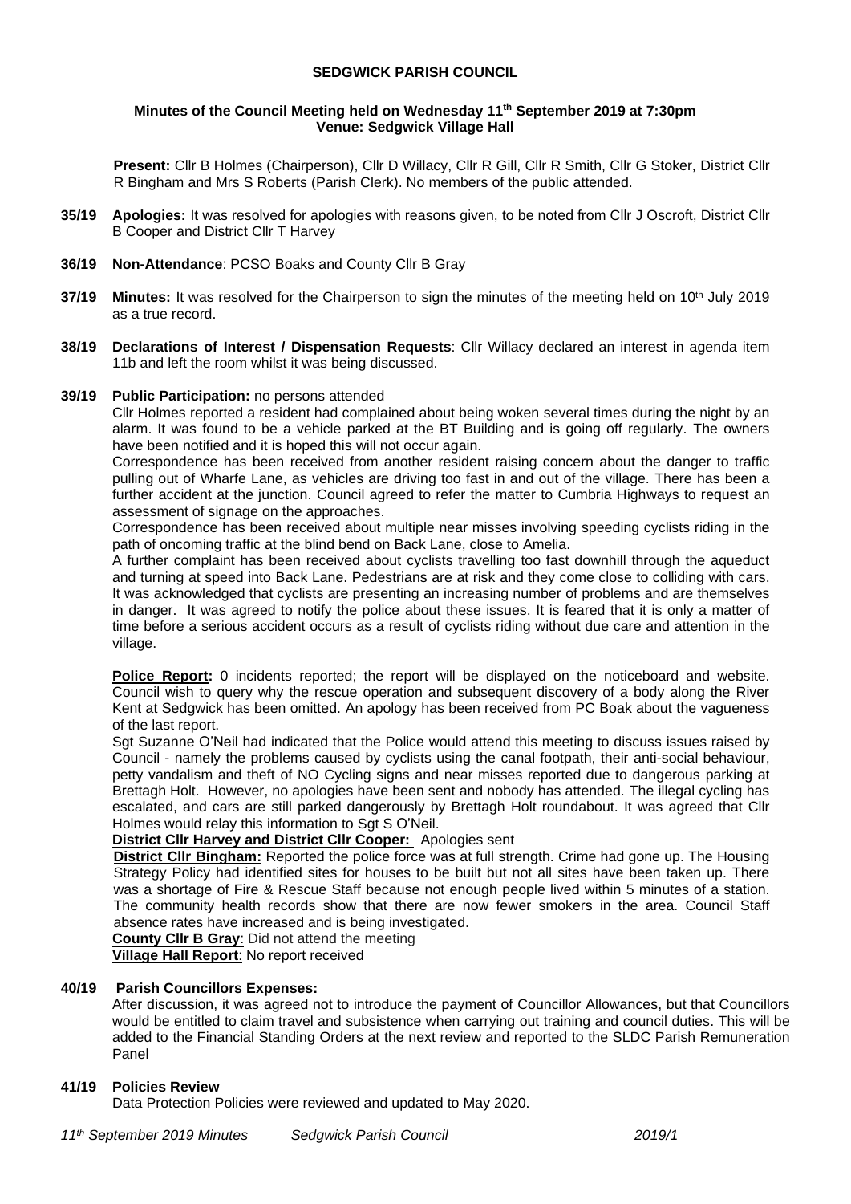**SEDGWICK PARISH COUNCIL**

**Minutes of the Council Meeting held on Wednesday 11th September 2019 at 7:30pm**
**Venue: Sedgwick Village Hall**

**Present:** Cllr B Holmes (Chairperson), Cllr D Willacy, Cllr R Gill, Cllr R Smith, Cllr G Stoker, District Cllr R Bingham and Mrs S Roberts (Parish Clerk). No members of the public attended.

**35/19 Apologies:** It was resolved for apologies with reasons given, to be noted from Cllr J Oscroft, District Cllr B Cooper and District Cllr T Harvey

**36/19 Non-Attendance**: PCSO Boaks and County Cllr B Gray

**37/19 Minutes:** It was resolved for the Chairperson to sign the minutes of the meeting held on 10th July 2019 as a true record.

**38/19 Declarations of Interest / Dispensation Requests**: Cllr Willacy declared an interest in agenda item 11b and left the room whilst it was being discussed.

**39/19 Public Participation:** no persons attended

Cllr Holmes reported a resident had complained about being woken several times during the night by an alarm. It was found to be a vehicle parked at the BT Building and is going off regularly. The owners have been notified and it is hoped this will not occur again.

Correspondence has been received from another resident raising concern about the danger to traffic pulling out of Wharfe Lane, as vehicles are driving too fast in and out of the village. There has been a further accident at the junction. Council agreed to refer the matter to Cumbria Highways to request an assessment of signage on the approaches.

Correspondence has been received about multiple near misses involving speeding cyclists riding in the path of oncoming traffic at the blind bend on Back Lane, close to Amelia.

A further complaint has been received about cyclists travelling too fast downhill through the aqueduct and turning at speed into Back Lane. Pedestrians are at risk and they come close to colliding with cars. It was acknowledged that cyclists are presenting an increasing number of problems and are themselves in danger. It was agreed to notify the police about these issues. It is feared that it is only a matter of time before a serious accident occurs as a result of cyclists riding without due care and attention in the village.

**Police Report:** 0 incidents reported; the report will be displayed on the noticeboard and website. Council wish to query why the rescue operation and subsequent discovery of a body along the River Kent at Sedgwick has been omitted. An apology has been received from PC Boak about the vagueness of the last report.

Sgt Suzanne O'Neil had indicated that the Police would attend this meeting to discuss issues raised by Council - namely the problems caused by cyclists using the canal footpath, their anti-social behaviour, petty vandalism and theft of NO Cycling signs and near misses reported due to dangerous parking at Brettagh Holt. However, no apologies have been sent and nobody has attended. The illegal cycling has escalated, and cars are still parked dangerously by Brettagh Holt roundabout. It was agreed that Cllr Holmes would relay this information to Sgt S O'Neil.

**District Cllr Harvey and District Cllr Cooper:** Apologies sent

**District Cllr Bingham:** Reported the police force was at full strength. Crime had gone up. The Housing Strategy Policy had identified sites for houses to be built but not all sites have been taken up. There was a shortage of Fire & Rescue Staff because not enough people lived within 5 minutes of a station. The community health records show that there are now fewer smokers in the area. Council Staff absence rates have increased and is being investigated.

**County Cllr B Gray**: Did not attend the meeting

**Village Hall Report**: No report received

**40/19 Parish Councillors Expenses:**

After discussion, it was agreed not to introduce the payment of Councillor Allowances, but that Councillors would be entitled to claim travel and subsistence when carrying out training and council duties. This will be added to the Financial Standing Orders at the next review and reported to the SLDC Parish Remuneration Panel

**41/19 Policies Review**

Data Protection Policies were reviewed and updated to May 2020.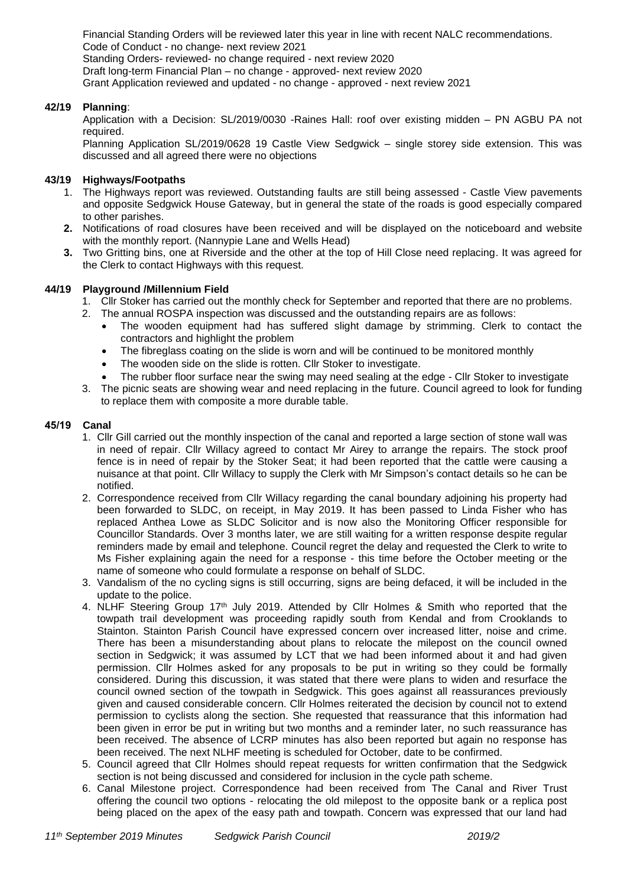Financial Standing Orders will be reviewed later this year in line with recent NALC recommendations.
Code of Conduct - no change- next review 2021
Standing Orders- reviewed- no change required - next review 2020
Draft long-term Financial Plan – no change - approved- next review 2020
Grant Application reviewed and updated - no change - approved - next review 2021

**42/19 Planning**:

Application with a Decision: SL/2019/0030 -Raines Hall: roof over existing midden – PN AGBU PA not required.

Planning Application SL/2019/0628 19 Castle View Sedgwick – single storey side extension. This was discussed and all agreed there were no objections

**43/19 Highways/Footpaths**

1. The Highways report was reviewed. Outstanding faults are still being assessed - Castle View pavements and opposite Sedgwick House Gateway, but in general the state of the roads is good especially compared to other parishes.
2. Notifications of road closures have been received and will be displayed on the noticeboard and website with the monthly report. (Nannypie Lane and Wells Head)
3. Two Gritting bins, one at Riverside and the other at the top of Hill Close need replacing. It was agreed for the Clerk to contact Highways with this request.

**44/19 Playground /Millennium Field**

1. Cllr Stoker has carried out the monthly check for September and reported that there are no problems.
2. The annual ROSPA inspection was discussed and the outstanding repairs are as follows:
   - The wooden equipment had has suffered slight damage by strimming. Clerk to contact the contractors and highlight the problem
   - The fibreglass coating on the slide is worn and will be continued to be monitored monthly
   - The wooden side on the slide is rotten. Cllr Stoker to investigate.
   - The rubber floor surface near the swing may need sealing at the edge - Cllr Stoker to investigate
3. The picnic seats are showing wear and need replacing in the future. Council agreed to look for funding to replace them with composite a more durable table.

**45/19 Canal**

1. Cllr Gill carried out the monthly inspection of the canal and reported a large section of stone wall was in need of repair. Cllr Willacy agreed to contact Mr Airey to arrange the repairs. The stock proof fence is in need of repair by the Stoker Seat; it had been reported that the cattle were causing a nuisance at that point. Cllr Willacy to supply the Clerk with Mr Simpson's contact details so he can be notified.
2. Correspondence received from Cllr Willacy regarding the canal boundary adjoining his property had been forwarded to SLDC, on receipt, in May 2019. It has been passed to Linda Fisher who has replaced Anthea Lowe as SLDC Solicitor and is now also the Monitoring Officer responsible for Councillor Standards. Over 3 months later, we are still waiting for a written response despite regular reminders made by email and telephone. Council regret the delay and requested the Clerk to write to Ms Fisher explaining again the need for a response - this time before the October meeting or the name of someone who could formulate a response on behalf of SLDC.
3. Vandalism of the no cycling signs is still occurring, signs are being defaced, it will be included in the update to the police.
4. NLHF Steering Group 17th July 2019. Attended by Cllr Holmes & Smith who reported that the towpath trail development was proceeding rapidly south from Kendal and from Crooklands to Stainton. Stainton Parish Council have expressed concern over increased litter, noise and crime. There has been a misunderstanding about plans to relocate the milepost on the council owned section in Sedgwick; it was assumed by LCT that we had been informed about it and had given permission. Cllr Holmes asked for any proposals to be put in writing so they could be formally considered. During this discussion, it was stated that there were plans to widen and resurface the council owned section of the towpath in Sedgwick. This goes against all reassurances previously given and caused considerable concern. Cllr Holmes reiterated the decision by council not to extend permission to cyclists along the section. She requested that reassurance that this information had been given in error be put in writing but two months and a reminder later, no such reassurance has been received. The absence of LCRP minutes has also been reported but again no response has been received. The next NLHF meeting is scheduled for October, date to be confirmed.
5. Council agreed that Cllr Holmes should repeat requests for written confirmation that the Sedgwick section is not being discussed and considered for inclusion in the cycle path scheme.
6. Canal Milestone project. Correspondence had been received from The Canal and River Trust offering the council two options - relocating the old milepost to the opposite bank or a replica post being placed on the apex of the easy path and towpath. Concern was expressed that our land had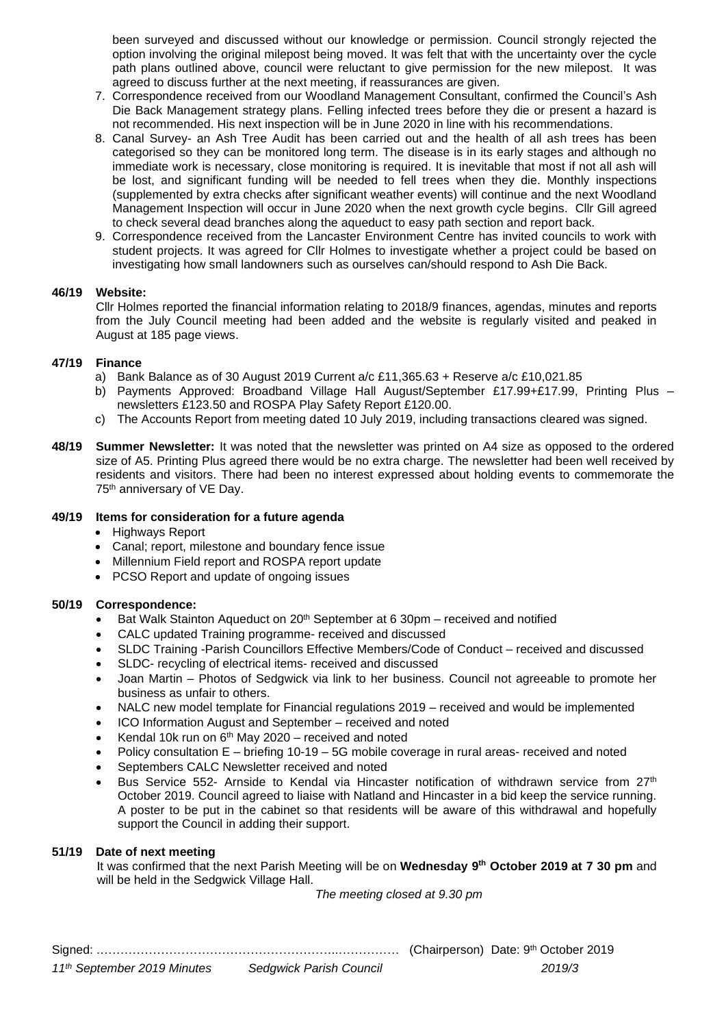been surveyed and discussed without our knowledge or permission. Council strongly rejected the option involving the original milepost being moved. It was felt that with the uncertainty over the cycle path plans outlined above, council were reluctant to give permission for the new milepost. It was agreed to discuss further at the next meeting, if reassurances are given.

7. Correspondence received from our Woodland Management Consultant, confirmed the Council's Ash Die Back Management strategy plans. Felling infected trees before they die or present a hazard is not recommended. His next inspection will be in June 2020 in line with his recommendations.
8. Canal Survey- an Ash Tree Audit has been carried out and the health of all ash trees has been categorised so they can be monitored long term. The disease is in its early stages and although no immediate work is necessary, close monitoring is required. It is inevitable that most if not all ash will be lost, and significant funding will be needed to fell trees when they die. Monthly inspections (supplemented by extra checks after significant weather events) will continue and the next Woodland Management Inspection will occur in June 2020 when the next growth cycle begins. Cllr Gill agreed to check several dead branches along the aqueduct to easy path section and report back.
9. Correspondence received from the Lancaster Environment Centre has invited councils to work with student projects. It was agreed for Cllr Holmes to investigate whether a project could be based on investigating how small landowners such as ourselves can/should respond to Ash Die Back.

**46/19 Website:**

Cllr Holmes reported the financial information relating to 2018/9 finances, agendas, minutes and reports from the July Council meeting had been added and the website is regularly visited and peaked in August at 185 page views.

**47/19 Finance**

a) Bank Balance as of 30 August 2019 Current a/c £11,365.63 + Reserve a/c £10,021.85
b) Payments Approved: Broadband Village Hall August/September £17.99+£17.99, Printing Plus – newsletters £123.50 and ROSPA Play Safety Report £120.00.
c) The Accounts Report from meeting dated 10 July 2019, including transactions cleared was signed.

**48/19 Summer Newsletter:** It was noted that the newsletter was printed on A4 size as opposed to the ordered size of A5. Printing Plus agreed there would be no extra charge. The newsletter had been well received by residents and visitors. There had been no interest expressed about holding events to commemorate the 75th anniversary of VE Day.

**49/19 Items for consideration for a future agenda**

- Highways Report
- Canal; report, milestone and boundary fence issue
- Millennium Field report and ROSPA report update
- PCSO Report and update of ongoing issues

**50/19 Correspondence:**

- Bat Walk Stainton Aqueduct on 20th September at 6 30pm – received and notified
- CALC updated Training programme- received and discussed
- SLDC Training -Parish Councillors Effective Members/Code of Conduct – received and discussed
- SLDC- recycling of electrical items- received and discussed
- Joan Martin – Photos of Sedgwick via link to her business. Council not agreeable to promote her business as unfair to others.
- NALC new model template for Financial regulations 2019 – received and would be implemented
- ICO Information August and September – received and noted
- Kendal 10k run on 6th May 2020 – received and noted
- Policy consultation E – briefing 10-19 – 5G mobile coverage in rural areas- received and noted
- Septembers CALC Newsletter received and noted
- Bus Service 552- Arnside to Kendal via Hincaster notification of withdrawn service from 27th October 2019. Council agreed to liaise with Natland and Hincaster in a bid keep the service running. A poster to be put in the cabinet so that residents will be aware of this withdrawal and hopefully support the Council in adding their support.

**51/19 Date of next meeting**

It was confirmed that the next Parish Meeting will be on **Wednesday 9th October 2019 at 7 30 pm** and will be held in the Sedgwick Village Hall.

*The meeting closed at 9.30 pm*

Signed: …………………………………………………..…………… (Chairperson) Date: 9th October 2019

*11th September 2019 Minutes* *Sedgwick Parish Council* *2019/3*